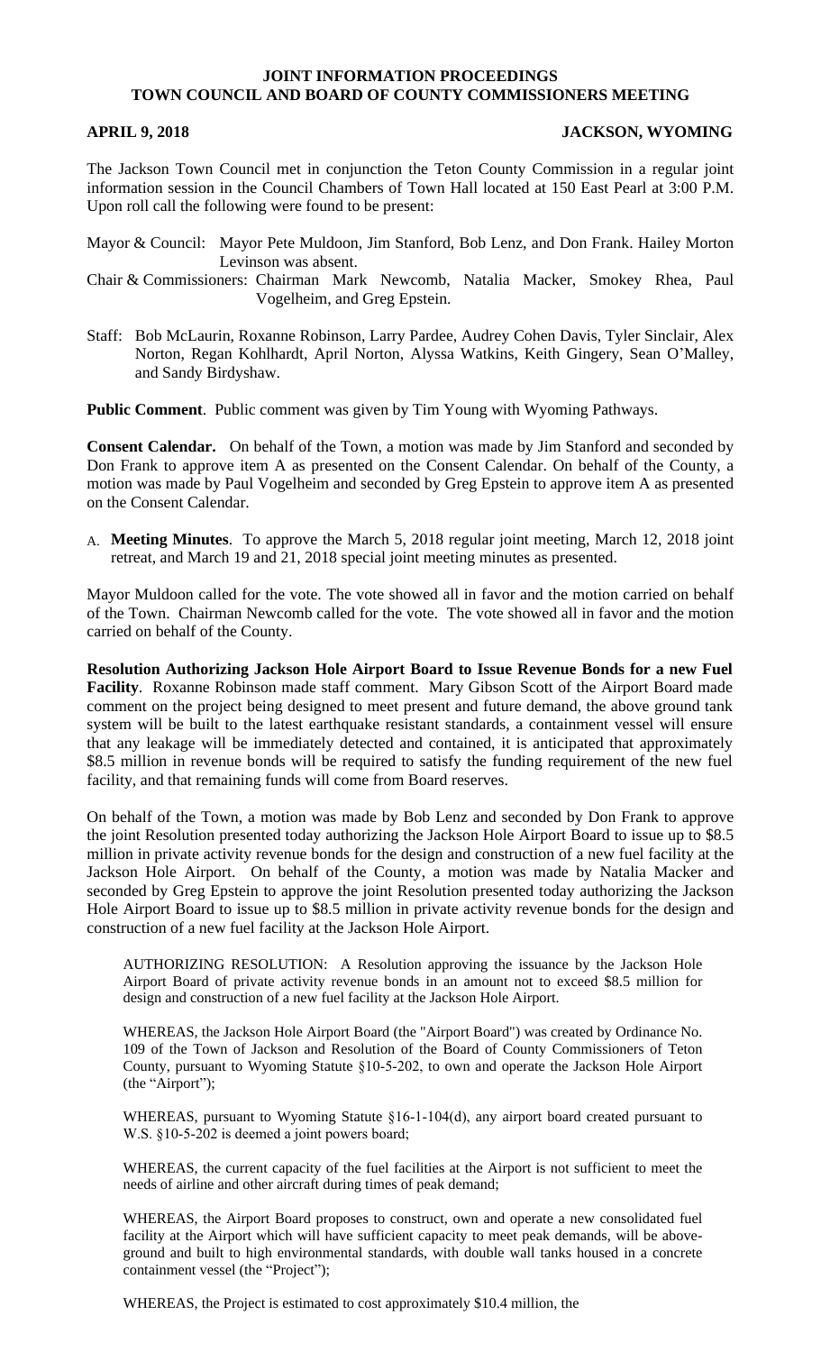# JOINT INFORMATION PROCEEDINGS
# TOWN COUNCIL AND BOARD OF COUNTY COMMISSIONERS MEETING

**APRIL 9, 2018** **JACKSON, WYOMING**

The Jackson Town Council met in conjunction the Teton County Commission in a regular joint information session in the Council Chambers of Town Hall located at 150 East Pearl at 3:00 P.M. Upon roll call the following were found to be present:

Mayor & Council: Mayor Pete Muldoon, Jim Stanford, Bob Lenz, and Don Frank. Hailey Morton Levinson was absent.

Chair & Commissioners: Chairman Mark Newcomb, Natalia Macker, Smokey Rhea, Paul Vogelheim, and Greg Epstein.

Staff: Bob McLaurin, Roxanne Robinson, Larry Pardee, Audrey Cohen Davis, Tyler Sinclair, Alex Norton, Regan Kohlhardt, April Norton, Alyssa Watkins, Keith Gingery, Sean O'Malley, and Sandy Birdyshaw.

**Public Comment**. Public comment was given by Tim Young with Wyoming Pathways.

**Consent Calendar.** On behalf of the Town, a motion was made by Jim Stanford and seconded by Don Frank to approve item A as presented on the Consent Calendar. On behalf of the County, a motion was made by Paul Vogelheim and seconded by Greg Epstein to approve item A as presented on the Consent Calendar.

A. **Meeting Minutes**. To approve the March 5, 2018 regular joint meeting, March 12, 2018 joint retreat, and March 19 and 21, 2018 special joint meeting minutes as presented.

Mayor Muldoon called for the vote. The vote showed all in favor and the motion carried on behalf of the Town. Chairman Newcomb called for the vote. The vote showed all in favor and the motion carried on behalf of the County.

**Resolution Authorizing Jackson Hole Airport Board to Issue Revenue Bonds for a new Fuel Facility**. Roxanne Robinson made staff comment. Mary Gibson Scott of the Airport Board made comment on the project being designed to meet present and future demand, the above ground tank system will be built to the latest earthquake resistant standards, a containment vessel will ensure that any leakage will be immediately detected and contained, it is anticipated that approximately \$8.5 million in revenue bonds will be required to satisfy the funding requirement of the new fuel facility, and that remaining funds will come from Board reserves.

On behalf of the Town, a motion was made by Bob Lenz and seconded by Don Frank to approve the joint Resolution presented today authorizing the Jackson Hole Airport Board to issue up to \$8.5 million in private activity revenue bonds for the design and construction of a new fuel facility at the Jackson Hole Airport. On behalf of the County, a motion was made by Natalia Macker and seconded by Greg Epstein to approve the joint Resolution presented today authorizing the Jackson Hole Airport Board to issue up to \$8.5 million in private activity revenue bonds for the design and construction of a new fuel facility at the Jackson Hole Airport.

AUTHORIZING RESOLUTION: A Resolution approving the issuance by the Jackson Hole Airport Board of private activity revenue bonds in an amount not to exceed \$8.5 million for design and construction of a new fuel facility at the Jackson Hole Airport.

WHEREAS, the Jackson Hole Airport Board (the "Airport Board") was created by Ordinance No. 109 of the Town of Jackson and Resolution of the Board of County Commissioners of Teton County, pursuant to Wyoming Statute §10-5-202, to own and operate the Jackson Hole Airport (the "Airport");

WHEREAS, pursuant to Wyoming Statute §16-1-104(d), any airport board created pursuant to W.S. §10-5-202 is deemed a joint powers board;

WHEREAS, the current capacity of the fuel facilities at the Airport is not sufficient to meet the needs of airline and other aircraft during times of peak demand;

WHEREAS, the Airport Board proposes to construct, own and operate a new consolidated fuel facility at the Airport which will have sufficient capacity to meet peak demands, will be above-ground and built to high environmental standards, with double wall tanks housed in a concrete containment vessel (the "Project");

WHEREAS, the Project is estimated to cost approximately \$10.4 million, the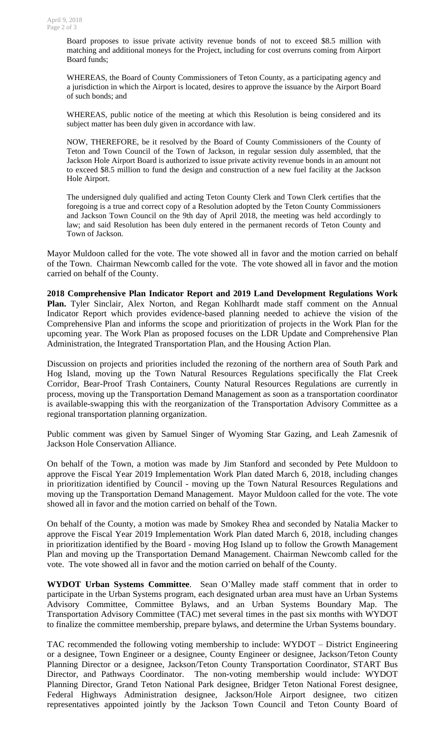Board proposes to issue private activity revenue bonds of not to exceed $8.5 million with matching and additional moneys for the Project, including for cost overruns coming from Airport Board funds;

WHEREAS, the Board of County Commissioners of Teton County, as a participating agency and a jurisdiction in which the Airport is located, desires to approve the issuance by the Airport Board of such bonds; and

WHEREAS, public notice of the meeting at which this Resolution is being considered and its subject matter has been duly given in accordance with law.

NOW, THEREFORE, be it resolved by the Board of County Commissioners of the County of Teton and Town Council of the Town of Jackson, in regular session duly assembled, that the Jackson Hole Airport Board is authorized to issue private activity revenue bonds in an amount not to exceed $8.5 million to fund the design and construction of a new fuel facility at the Jackson Hole Airport.

The undersigned duly qualified and acting Teton County Clerk and Town Clerk certifies that the foregoing is a true and correct copy of a Resolution adopted by the Teton County Commissioners and Jackson Town Council on the 9th day of April 2018, the meeting was held accordingly to law; and said Resolution has been duly entered in the permanent records of Teton County and Town of Jackson.

Mayor Muldoon called for the vote. The vote showed all in favor and the motion carried on behalf of the Town. Chairman Newcomb called for the vote. The vote showed all in favor and the motion carried on behalf of the County.

**2018 Comprehensive Plan Indicator Report and 2019 Land Development Regulations Work Plan.** Tyler Sinclair, Alex Norton, and Regan Kohlhardt made staff comment on the Annual Indicator Report which provides evidence-based planning needed to achieve the vision of the Comprehensive Plan and informs the scope and prioritization of projects in the Work Plan for the upcoming year. The Work Plan as proposed focuses on the LDR Update and Comprehensive Plan Administration, the Integrated Transportation Plan, and the Housing Action Plan.

Discussion on projects and priorities included the rezoning of the northern area of South Park and Hog Island, moving up the Town Natural Resources Regulations specifically the Flat Creek Corridor, Bear-Proof Trash Containers, County Natural Resources Regulations are currently in process, moving up the Transportation Demand Management as soon as a transportation coordinator is available-swapping this with the reorganization of the Transportation Advisory Committee as a regional transportation planning organization.

Public comment was given by Samuel Singer of Wyoming Star Gazing, and Leah Zamesnik of Jackson Hole Conservation Alliance.

On behalf of the Town, a motion was made by Jim Stanford and seconded by Pete Muldoon to approve the Fiscal Year 2019 Implementation Work Plan dated March 6, 2018, including changes in prioritization identified by Council - moving up the Town Natural Resources Regulations and moving up the Transportation Demand Management. Mayor Muldoon called for the vote. The vote showed all in favor and the motion carried on behalf of the Town.

On behalf of the County, a motion was made by Smokey Rhea and seconded by Natalia Macker to approve the Fiscal Year 2019 Implementation Work Plan dated March 6, 2018, including changes in prioritization identified by the Board - moving Hog Island up to follow the Growth Management Plan and moving up the Transportation Demand Management. Chairman Newcomb called for the vote. The vote showed all in favor and the motion carried on behalf of the County.

**WYDOT Urban Systems Committee**. Sean O'Malley made staff comment that in order to participate in the Urban Systems program, each designated urban area must have an Urban Systems Advisory Committee, Committee Bylaws, and an Urban Systems Boundary Map. The Transportation Advisory Committee (TAC) met several times in the past six months with WYDOT to finalize the committee membership, prepare bylaws, and determine the Urban Systems boundary.

TAC recommended the following voting membership to include: WYDOT – District Engineering or a designee, Town Engineer or a designee, County Engineer or designee, Jackson/Teton County Planning Director or a designee, Jackson/Teton County Transportation Coordinator, START Bus Director, and Pathways Coordinator. The non-voting membership would include: WYDOT Planning Director, Grand Teton National Park designee, Bridger Teton National Forest designee, Federal Highways Administration designee, Jackson/Hole Airport designee, two citizen representatives appointed jointly by the Jackson Town Council and Teton County Board of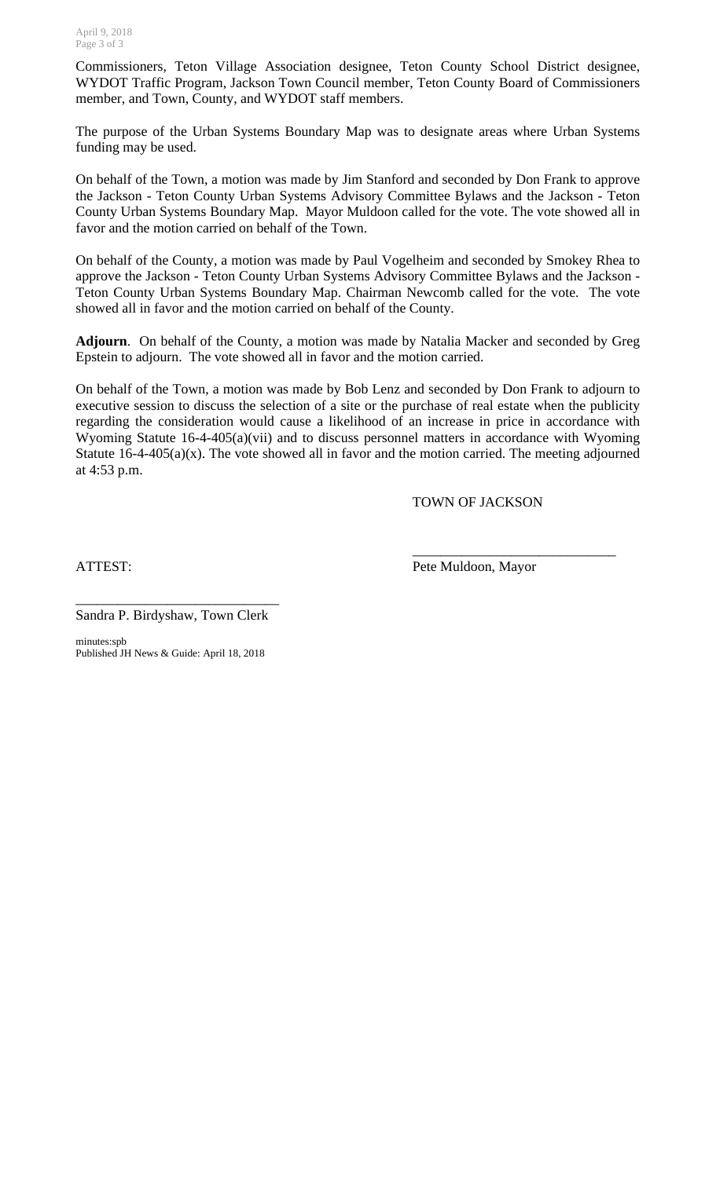Commissioners, Teton Village Association designee, Teton County School District designee, WYDOT Traffic Program, Jackson Town Council member, Teton County Board of Commissioners member, and Town, County, and WYDOT staff members.

The purpose of the Urban Systems Boundary Map was to designate areas where Urban Systems funding may be used.

On behalf of the Town, a motion was made by Jim Stanford and seconded by Don Frank to approve the Jackson - Teton County Urban Systems Advisory Committee Bylaws and the Jackson - Teton County Urban Systems Boundary Map. Mayor Muldoon called for the vote. The vote showed all in favor and the motion carried on behalf of the Town.

On behalf of the County, a motion was made by Paul Vogelheim and seconded by Smokey Rhea to approve the Jackson - Teton County Urban Systems Advisory Committee Bylaws and the Jackson - Teton County Urban Systems Boundary Map. Chairman Newcomb called for the vote. The vote showed all in favor and the motion carried on behalf of the County.

**Adjourn**. On behalf of the County, a motion was made by Natalia Macker and seconded by Greg Epstein to adjourn. The vote showed all in favor and the motion carried.

On behalf of the Town, a motion was made by Bob Lenz and seconded by Don Frank to adjourn to executive session to discuss the selection of a site or the purchase of real estate when the publicity regarding the consideration would cause a likelihood of an increase in price in accordance with Wyoming Statute 16-4-405(a)(vii) and to discuss personnel matters in accordance with Wyoming Statute 16-4-405(a)(x). The vote showed all in favor and the motion carried. The meeting adjourned at 4:53 p.m.

TOWN OF JACKSON

\_\_\_\_\_\_\_\_\_\_\_\_\_\_\_\_\_\_\_\_\_\_\_\_\_\_\_\_\_\_

ATTEST: Pete Muldoon, Mayor

\_\_\_\_\_\_\_\_\_\_\_\_\_\_\_\_\_\_\_\_\_\_\_\_\_\_\_\_\_\_

Sandra P. Birdyshaw, Town Clerk

minutes:spb
Published JH News & Guide: April 18, 2018